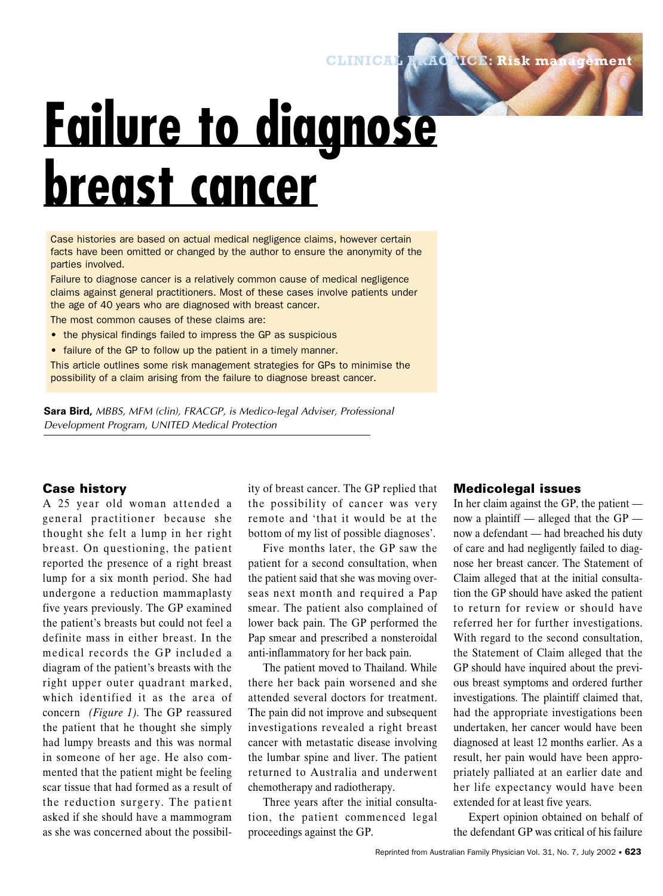# Failure to diagnose breast cancer

Case histories are based on actual medical negligence claims, however certain facts have been omitted or changed by the author to ensure the anonymity of the parties involved.

Failure to diagnose cancer is a relatively common cause of medical negligence claims against general practitioners. Most of these cases involve patients under the age of 40 years who are diagnosed with breast cancer.

The most common causes of these claims are:

- the physical findings failed to impress the GP as suspicious
- failure of the GP to follow up the patient in a timely manner.

This article outlines some risk management strategies for GPs to minimise the possibility of a claim arising from the failure to diagnose breast cancer.

**Sara Bird,** *MBBS, MFM (clin), FRACGP, is Medico-legal Adviser, Professional Development Program, UNITED Medical Protection*

## Case history

A 25 year old woman attended a general practitioner because she thought she felt a lump in her right breast. On questioning, the patient reported the presence of a right breast lump for a six month period. She had undergone a reduction mammaplasty five years previously. The GP examined the patient's breasts but could not feel a definite mass in either breast. In the medical records the GP included a diagram of the patient's breasts with the right upper outer quadrant marked, which identified it as the area of concern *(Figure 1)*. The GP reassured the patient that he thought she simply had lumpy breasts and this was normal in someone of her age. He also commented that the patient might be feeling scar tissue that had formed as a result of the reduction surgery. The patient asked if she should have a mammogram as she was concerned about the possibility of breast cancer. The GP replied that the possibility of cancer was very remote and 'that it would be at the bottom of my list of possible diagnoses'.

Five months later, the GP saw the patient for a second consultation, when the patient said that she was moving overseas next month and required a Pap smear. The patient also complained of lower back pain. The GP performed the Pap smear and prescribed a nonsteroidal anti-inflammatory for her back pain.

The patient moved to Thailand. While there her back pain worsened and she attended several doctors for treatment. The pain did not improve and subsequent investigations revealed a right breast cancer with metastatic disease involving the lumbar spine and liver. The patient returned to Australia and underwent chemotherapy and radiotherapy.

Three years after the initial consultation, the patient commenced legal proceedings against the GP.

## Medicolegal issues

In her claim against the GP, the patient — now a plaintiff — alleged that the GP — now a defendant — had breached his duty of care and had negligently failed to diagnose her breast cancer. The Statement of Claim alleged that at the initial consultation the GP should have asked the patient to return for review or should have referred her for further investigations. With regard to the second consultation, the Statement of Claim alleged that the GP should have inquired about the previous breast symptoms and ordered further investigations. The plaintiff claimed that, had the appropriate investigations been undertaken, her cancer would have been diagnosed at least 12 months earlier. As a result, her pain would have been appropriately palliated at an earlier date and her life expectancy would have been extended for at least five years.

Expert opinion obtained on behalf of the defendant GP was critical of his failure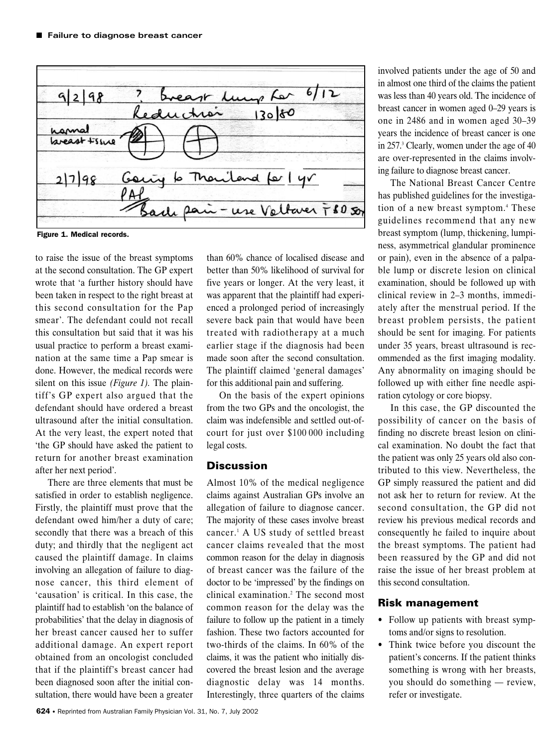to raise the issue of the breast symptoms at the second consultation. The GP expert wrote that 'a further history should have been taken in respect to the right breast at this second consultation for the Pap smear'. The defendant could not recall this consultation but said that it was his usual practice to perform a breast examination at the same time a Pap smear is done. However, the medical records were silent on this issue *(Figure 1).* The plaintiff's GP expert also argued that the defendant should have ordered a breast ultrasound after the initial consultation. At the very least, the expert noted that 'the GP should have asked the patient to return for another breast examination after her next period'.

Figure 1. Medical records.

There are three elements that must be satisfied in order to establish negligence. Firstly, the plaintiff must prove that the defendant owed him/her a duty of care; secondly that there was a breach of this duty; and thirdly that the negligent act caused the plaintiff damage. In claims involving an allegation of failure to diagnose cancer, this third element of 'causation' is critical. In this case, the plaintiff had to establish 'on the balance of probabilities' that the delay in diagnosis of her breast cancer caused her to suffer additional damage. An expert report obtained from an oncologist concluded that if the plaintiff's breast cancer had been diagnosed soon after the initial consultation, there would have been a greater than 60% chance of localised disease and better than 50% likelihood of survival for five years or longer. At the very least, it was apparent that the plaintiff had experienced a prolonged period of increasingly severe back pain that would have been treated with radiotherapy at a much earlier stage if the diagnosis had been made soon after the second consultation. The plaintiff claimed 'general damages' for this additional pain and suffering.

On the basis of the expert opinions from the two GPs and the oncologist, the claim was indefensible and settled out-of-court for just over $100 000 including legal costs.

## Discussion

Almost 10% of the medical negligence claims against Australian GPs involve an allegation of failure to diagnose cancer. The majority of these cases involve breast cancer.[1] A US study of settled breast cancer claims revealed that the most common reason for the delay in diagnosis of breast cancer was the failure of the doctor to be 'impressed' by the findings on clinical examination.[2] The second most common reason for the delay was the failure to follow up the patient in a timely fashion. These two factors accounted for two-thirds of the claims. In 60% of the claims, it was the patient who initially discovered the breast lesion and the average diagnostic delay was 14 months. Interestingly, three quarters of the claims involved patients under the age of 50 and in almost one third of the claims the patient was less than 40 years old. The incidence of breast cancer in women aged 0–29 years is one in 2486 and in women aged 30–39 years the incidence of breast cancer is one in 257.[3] Clearly, women under the age of 40 are over-represented in the claims involving failure to diagnose breast cancer.

The National Breast Cancer Centre has published guidelines for the investigation of a new breast symptom.[4] These guidelines recommend that any new breast symptom (lump, thickening, lumpiness, asymmetrical glandular prominence or pain), even in the absence of a palpable lump or discrete lesion on clinical examination, should be followed up with clinical review in 2–3 months, immediately after the menstrual period. If the breast problem persists, the patient should be sent for imaging. For patients under 35 years, breast ultrasound is recommended as the first imaging modality. Any abnormality on imaging should be followed up with either fine needle aspiration cytology or core biopsy.

In this case, the GP discounted the possibility of cancer on the basis of finding no discrete breast lesion on clinical examination. No doubt the fact that the patient was only 25 years old also contributed to this view. Nevertheless, the GP simply reassured the patient and did not ask her to return for review. At the second consultation, the GP did not review his previous medical records and consequently he failed to inquire about the breast symptoms. The patient had been reassured by the GP and did not raise the issue of her breast problem at this second consultation.

## Risk management

- Follow up patients with breast symptoms and/or signs to resolution.
- Think twice before you discount the patient's concerns. If the patient thinks something is wrong with her breasts, you should do something — review, refer or investigate.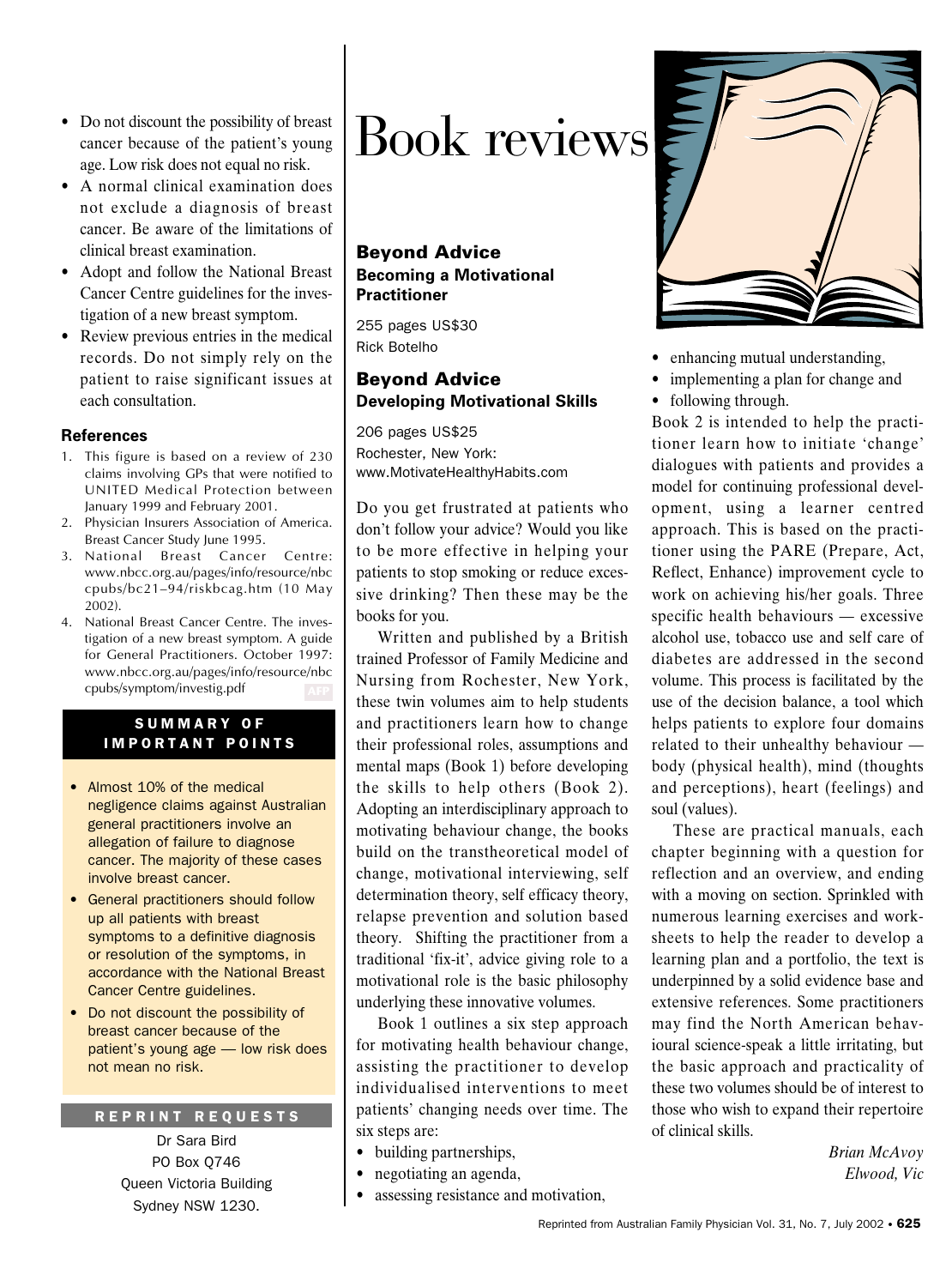- Do not discount the possibility of breast cancer because of the patient's young age. Low risk does not equal no risk.
- A normal clinical examination does not exclude a diagnosis of breast cancer. Be aware of the limitations of clinical breast examination.
- Adopt and follow the National Breast Cancer Centre guidelines for the investigation of a new breast symptom.
- Review previous entries in the medical records. Do not simply rely on the patient to raise significant issues at each consultation.

### References

1. This figure is based on a review of 230 claims involving GPs that were notified to UNITED Medical Protection between January 1999 and February 2001.
2. Physician Insurers Association of America. Breast Cancer Study June 1995.
3. National Breast Cancer Centre: www.nbcc.org.au/pages/info/resource/nbccpubs/bc21–94/riskbcag.htm (10 May 2002).
4. National Breast Cancer Centre. The investigation of a new breast symptom. A guide for General Practitioners. October 1997: www.nbcc.org.au/pages/info/resource/nbccpubs/symptom/investig.pdf

AFP

### SUMMARY OF IMPORTANT POINTS

- Almost 10% of the medical negligence claims against Australian general practitioners involve an allegation of failure to diagnose cancer. The majority of these cases involve breast cancer.
- General practitioners should follow up all patients with breast symptoms to a definitive diagnosis or resolution of the symptoms, in accordance with the National Breast Cancer Centre guidelines.
- Do not discount the possibility of breast cancer because of the patient's young age — low risk does not mean no risk.

### REPRINT REQUESTS

Dr Sara Bird
PO Box Q746
Queen Victoria Building
Sydney NSW 1230.

# Book reviews

## Beyond Advice
### Becoming a Motivational Practitioner

255 pages US$30
Rick Botelho

## Beyond Advice
### Developing Motivational Skills

206 pages US$25
Rochester, New York:
www.MotivateHealthyHabits.com

Do you get frustrated at patients who don't follow your advice? Would you like to be more effective in helping your patients to stop smoking or reduce excessive drinking? Then these may be the books for you.

Written and published by a British trained Professor of Family Medicine and Nursing from Rochester, New York, these twin volumes aim to help students and practitioners learn how to change their professional roles, assumptions and mental maps (Book 1) before developing the skills to help others (Book 2). Adopting an interdisciplinary approach to motivating behaviour change, the books build on the transtheoretical model of change, motivational interviewing, self determination theory, self efficacy theory, relapse prevention and solution based theory. Shifting the practitioner from a traditional 'fix-it', advice giving role to a motivational role is the basic philosophy underlying these innovative volumes.

Book 1 outlines a six step approach for motivating health behaviour change, assisting the practitioner to develop individualised interventions to meet patients' changing needs over time. The six steps are:

- building partnerships,
- negotiating an agenda,
- assessing resistance and motivation,
- enhancing mutual understanding,
- implementing a plan for change and
- following through.

Book 2 is intended to help the practitioner learn how to initiate 'change' dialogues with patients and provides a model for continuing professional development, using a learner centred approach. This is based on the practitioner using the PARE (Prepare, Act, Reflect, Enhance) improvement cycle to work on achieving his/her goals. Three specific health behaviours — excessive alcohol use, tobacco use and self care of diabetes are addressed in the second volume. This process is facilitated by the use of the decision balance, a tool which helps patients to explore four domains related to their unhealthy behaviour — body (physical health), mind (thoughts and perceptions), heart (feelings) and soul (values).

These are practical manuals, each chapter beginning with a question for reflection and an overview, and ending with a moving on section. Sprinkled with numerous learning exercises and worksheets to help the reader to develop a learning plan and a portfolio, the text is underpinned by a solid evidence base and extensive references. Some practitioners may find the North American behavioural science-speak a little irritating, but the basic approach and practicality of these two volumes should be of interest to those who wish to expand their repertoire of clinical skills.

*Brian McAvoy*
*Elwood, Vic*